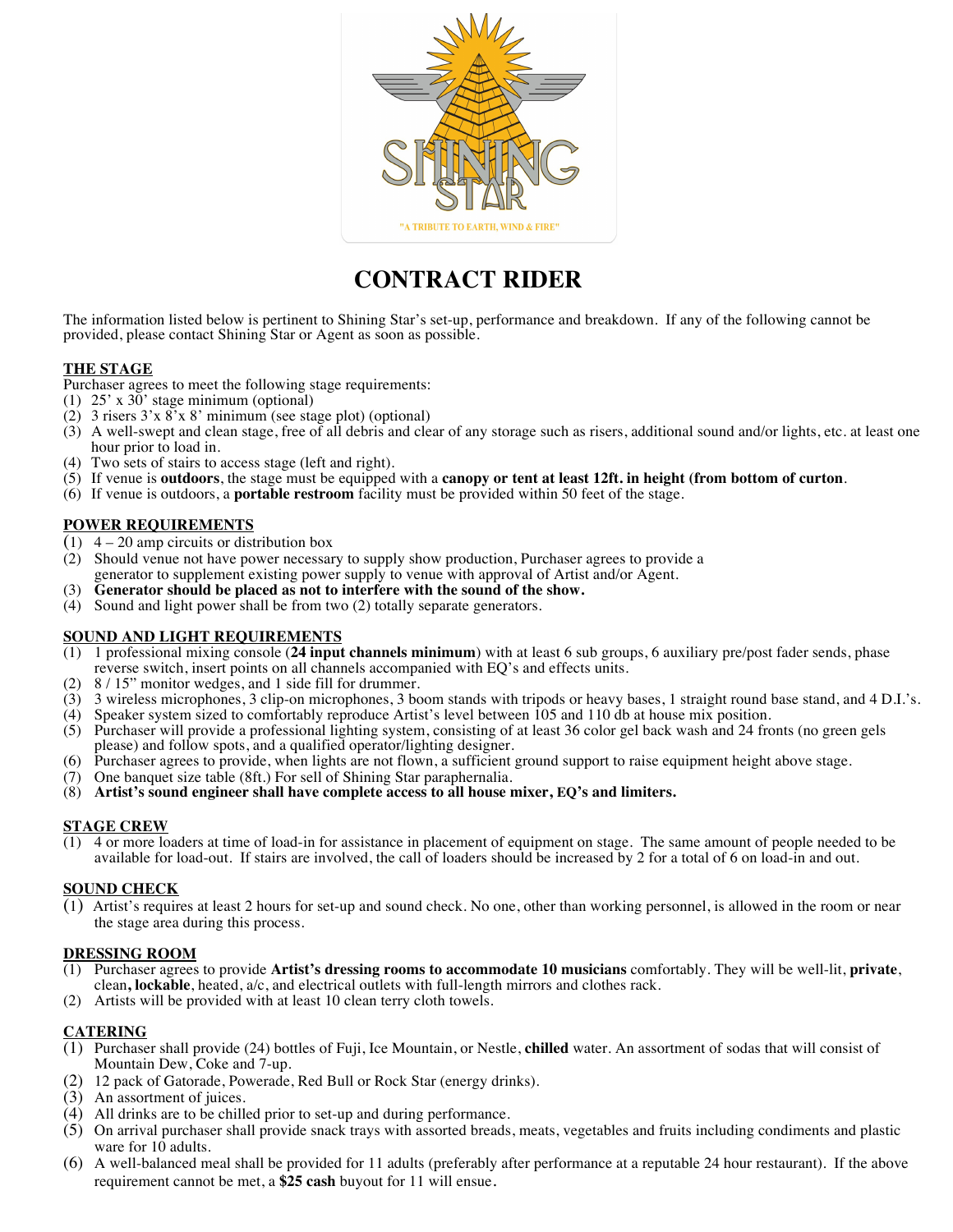# CONTRACT RIDER

The information listed below is pertinent to Shining Star's set-up, performance and breakdown. If any of the following cannot be provided, please contact Shining Star or Agent as soon as possible.

## THE STAGE

Purchaser agrees to meet the following stage requirements:

(1) 25' x 30' stage minimum (optional)
(2) 3 risers 3'x 8'x 8' minimum (see stage plot) (optional)
(3) A well-swept and clean stage, free of all debris and clear of any storage such as risers, additional sound and/or lights, etc. at least one hour prior to load in.
(4) Two sets of stairs to access stage (left and right).
(5) If venue is **outdoors**, the stage must be equipped with a **canopy or tent at least 12ft. in height (from bottom of curton**.
(6) If venue is outdoors, a **portable restroom** facility must be provided within 50 feet of the stage.

## POWER REQUIREMENTS

(1) 4 – 20 amp circuits or distribution box
(2) Should venue not have power necessary to supply show production, Purchaser agrees to provide a generator to supplement existing power supply to venue with approval of Artist and/or Agent.
(3) **Generator should be placed as not to interfere with the sound of the show.**
(4) Sound and light power shall be from two (2) totally separate generators.

## SOUND AND LIGHT REQUIREMENTS

(1) 1 professional mixing console (**24 input channels minimum**) with at least 6 sub groups, 6 auxiliary pre/post fader sends, phase reverse switch, insert points on all channels accompanied with EQ's and effects units.
(2) 8 / 15" monitor wedges, and 1 side fill for drummer.
(3) 3 wireless microphones, 3 clip-on microphones, 3 boom stands with tripods or heavy bases, 1 straight round base stand, and 4 D.I.'s.
(4) Speaker system sized to comfortably reproduce Artist's level between 105 and 110 db at house mix position.
(5) Purchaser will provide a professional lighting system, consisting of at least 36 color gel back wash and 24 fronts (no green gels please) and follow spots, and a qualified operator/lighting designer.
(6) Purchaser agrees to provide, when lights are not flown, a sufficient ground support to raise equipment height above stage.
(7) One banquet size table (8ft.) For sell of Shining Star paraphernalia.
(8) **Artist's sound engineer shall have complete access to all house mixer, EQ's and limiters.**

## STAGE CREW

(1) 4 or more loaders at time of load-in for assistance in placement of equipment on stage. The same amount of people needed to be available for load-out. If stairs are involved, the call of loaders should be increased by 2 for a total of 6 on load-in and out.

## SOUND CHECK

(1) Artist's requires at least 2 hours for set-up and sound check. No one, other than working personnel, is allowed in the room or near the stage area during this process.

## DRESSING ROOM

(1) Purchaser agrees to provide **Artist's dressing rooms to accommodate 10 musicians** comfortably. They will be well-lit, **private**, clean**, lockable**, heated, a/c, and electrical outlets with full-length mirrors and clothes rack.
(2) Artists will be provided with at least 10 clean terry cloth towels.

## CATERING

(1) Purchaser shall provide (24) bottles of Fuji, Ice Mountain, or Nestle, **chilled** water. An assortment of sodas that will consist of Mountain Dew, Coke and 7-up.
(2) 12 pack of Gatorade, Powerade, Red Bull or Rock Star (energy drinks).
(3) An assortment of juices.
(4) All drinks are to be chilled prior to set-up and during performance.
(5) On arrival purchaser shall provide snack trays with assorted breads, meats, vegetables and fruits including condiments and plastic ware for 10 adults.
(6) A well-balanced meal shall be provided for 11 adults (preferably after performance at a reputable 24 hour restaurant). If the above requirement cannot be met, a **$25 cash** buyout for 11 will ensue.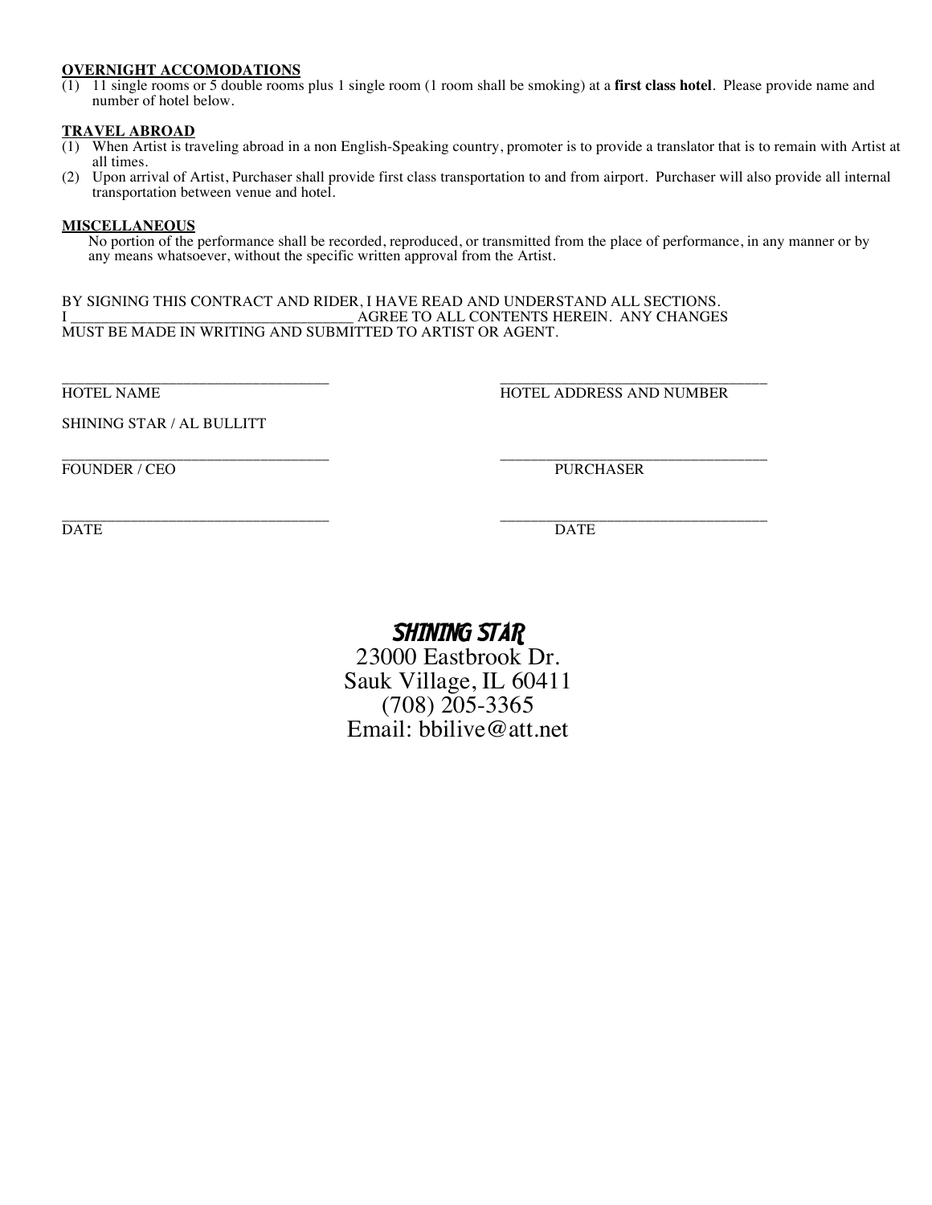**OVERNIGHT ACCOMODATIONS**

(1) 11 single rooms or 5 double rooms plus 1 single room (1 room shall be smoking) at a **first class hotel**. Please provide name and number of hotel below.

**TRAVEL ABROAD**

(1) When Artist is traveling abroad in a non English-Speaking country, promoter is to provide a translator that is to remain with Artist at all times.

(2) Upon arrival of Artist, Purchaser shall provide first class transportation to and from airport. Purchaser will also provide all internal transportation between venue and hotel.

**MISCELLANEOUS**

No portion of the performance shall be recorded, reproduced, or transmitted from the place of performance, in any manner or by any means whatsoever, without the specific written approval from the Artist.

BY SIGNING THIS CONTRACT AND RIDER, I HAVE READ AND UNDERSTAND ALL SECTIONS.
I ____________________________________ AGREE TO ALL CONTENTS HEREIN. ANY CHANGES MUST BE MADE IN WRITING AND SUBMITTED TO ARTIST OR AGENT.

| | |
|---|---|
| ____________________________________ | ____________________________________ |
| HOTEL NAME | HOTEL ADDRESS AND NUMBER |
| SHINING STAR / AL BULLITT | |
| ____________________________________ | ____________________________________ |
| FOUNDER / CEO | PURCHASER |
| ____________________________________ | ____________________________________ |
| DATE | DATE |

**SHINING STAR**
23000 Eastbrook Dr.
Sauk Village, IL 60411
(708) 205-3365
Email: bbilive@att.net